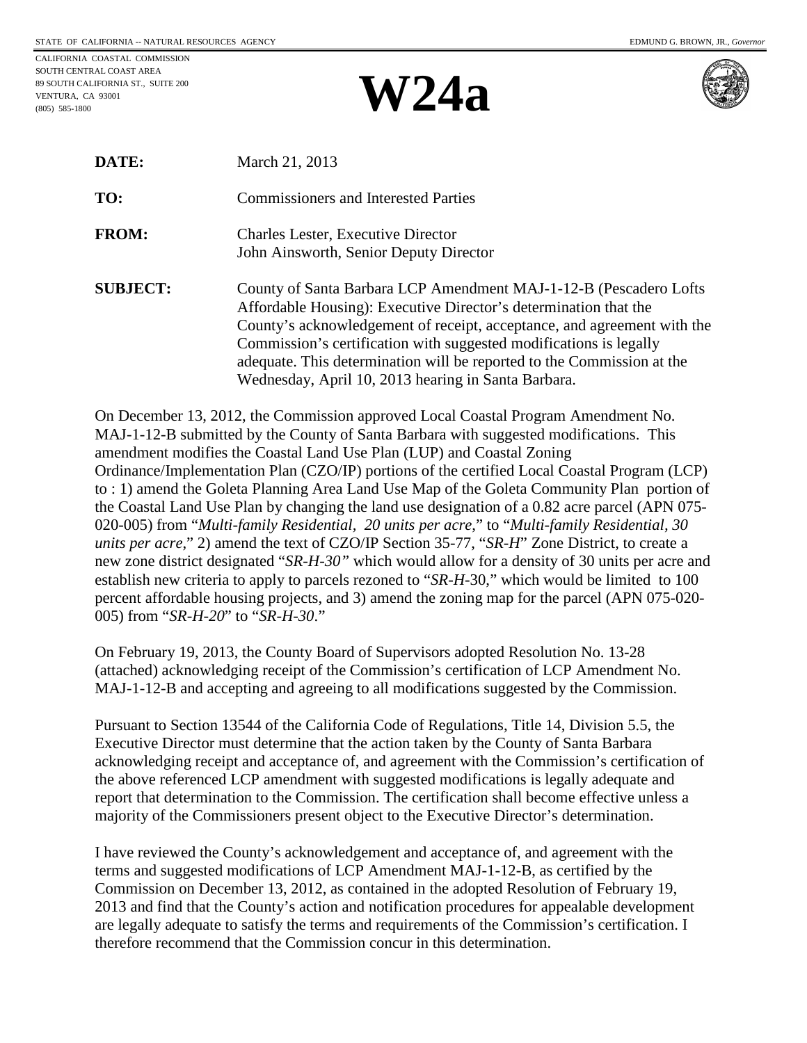STATE OF CALIFORNIA -- NATURAL RESOURCES AGENCY

EDMUND G. BROWN, JR., *Governor*

CALIFORNIA COASTAL COMMISSION
SOUTH CENTRAL COAST AREA
89 SOUTH CALIFORNIA ST., SUITE 200
VENTURA, CA 93001
(805) 585-1800

# W24a

**DATE:** March 21, 2013

**TO:** Commissioners and Interested Parties

**FROM:** Charles Lester, Executive Director
John Ainsworth, Senior Deputy Director

**SUBJECT:** County of Santa Barbara LCP Amendment MAJ-1-12-B (Pescadero Lofts Affordable Housing): Executive Director's determination that the County's acknowledgement of receipt, acceptance, and agreement with the Commission's certification with suggested modifications is legally adequate. This determination will be reported to the Commission at the Wednesday, April 10, 2013 hearing in Santa Barbara.

On December 13, 2012, the Commission approved Local Coastal Program Amendment No. MAJ-1-12-B submitted by the County of Santa Barbara with suggested modifications. This amendment modifies the Coastal Land Use Plan (LUP) and Coastal Zoning Ordinance/Implementation Plan (CZO/IP) portions of the certified Local Coastal Program (LCP) to : 1) amend the Goleta Planning Area Land Use Map of the Goleta Community Plan portion of the Coastal Land Use Plan by changing the land use designation of a 0.82 acre parcel (APN 075-020-005) from "*Multi-family Residential, 20 units per acre*," to "*Multi-family Residential, 30 units per acre*," 2) amend the text of CZO/IP Section 35-77, "*SR-H*" Zone District, to create a new zone district designated "*SR-H-30"* which would allow for a density of 30 units per acre and establish new criteria to apply to parcels rezoned to "*SR-H*-30," which would be limited to 100 percent affordable housing projects, and 3) amend the zoning map for the parcel (APN 075-020-005) from "*SR-H-20*" to "*SR-H-30*."

On February 19, 2013, the County Board of Supervisors adopted Resolution No. 13-28 (attached) acknowledging receipt of the Commission's certification of LCP Amendment No. MAJ-1-12-B and accepting and agreeing to all modifications suggested by the Commission.

Pursuant to Section 13544 of the California Code of Regulations, Title 14, Division 5.5, the Executive Director must determine that the action taken by the County of Santa Barbara acknowledging receipt and acceptance of, and agreement with the Commission's certification of the above referenced LCP amendment with suggested modifications is legally adequate and report that determination to the Commission. The certification shall become effective unless a majority of the Commissioners present object to the Executive Director's determination.

I have reviewed the County's acknowledgement and acceptance of, and agreement with the terms and suggested modifications of LCP Amendment MAJ-1-12-B, as certified by the Commission on December 13, 2012, as contained in the adopted Resolution of February 19, 2013 and find that the County's action and notification procedures for appealable development are legally adequate to satisfy the terms and requirements of the Commission's certification. I therefore recommend that the Commission concur in this determination.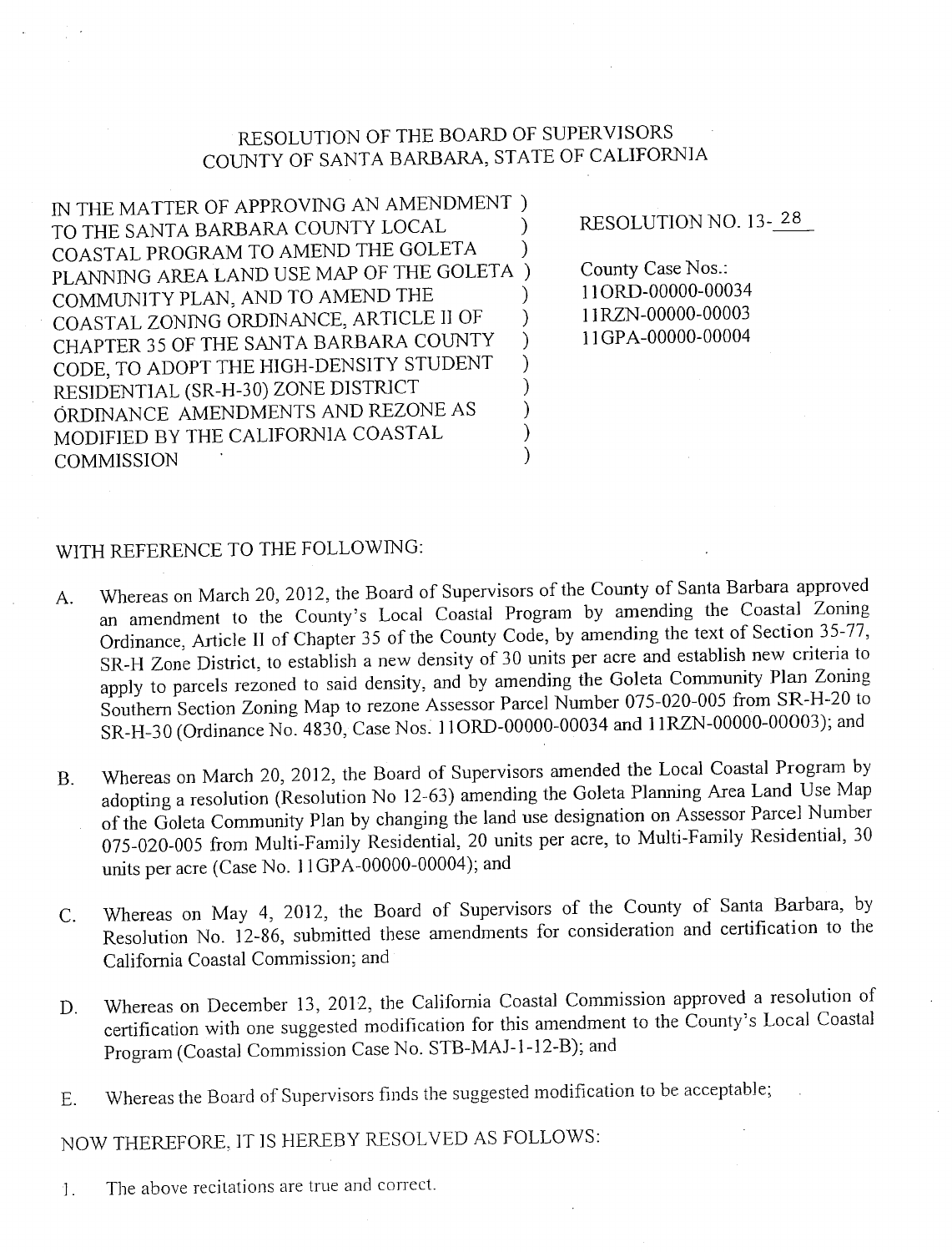# RESOLUTION OF THE BOARD OF SUPERVISORS COUNTY OF SANTA BARBARA, STATE OF CALIFORNIA

IN THE MATTER OF APPROVING AN AMENDMENT TO THE SANTA BARBARA COUNTY LOCAL COASTAL PROGRAM TO AMEND THE GOLETA PLANNING AREA LAND USE MAP OF THE GOLETA COMMUNITY PLAN, AND TO AMEND THE COASTAL ZONING ORDINANCE, ARTICLE II OF CHAPTER 35 OF THE SANTA BARBARA COUNTY CODE, TO ADOPT THE HIGH-DENSITY STUDENT RESIDENTIAL (SR-H-30) ZONE DISTRICT ORDINANCE AMENDMENTS AND REZONE AS MODIFIED BY THE CALIFORNIA COASTAL COMMISSION

RESOLUTION NO. 13-28

County Case Nos.:
11ORD-00000-00034
11RZN-00000-00003
11GPA-00000-00004

WITH REFERENCE TO THE FOLLOWING:

A. Whereas on March 20, 2012, the Board of Supervisors of the County of Santa Barbara approved an amendment to the County's Local Coastal Program by amending the Coastal Zoning Ordinance, Article II of Chapter 35 of the County Code, by amending the text of Section 35-77, SR-H Zone District, to establish a new density of 30 units per acre and establish new criteria to apply to parcels rezoned to said density, and by amending the Goleta Community Plan Zoning Southern Section Zoning Map to rezone Assessor Parcel Number 075-020-005 from SR-H-20 to SR-H-30 (Ordinance No. 4830, Case Nos. 11ORD-00000-00034 and 11RZN-00000-00003); and

B. Whereas on March 20, 2012, the Board of Supervisors amended the Local Coastal Program by adopting a resolution (Resolution No 12-63) amending the Goleta Planning Area Land Use Map of the Goleta Community Plan by changing the land use designation on Assessor Parcel Number 075-020-005 from Multi-Family Residential, 20 units per acre, to Multi-Family Residential, 30 units per acre (Case No. 11GPA-00000-00004); and

C. Whereas on May 4, 2012, the Board of Supervisors of the County of Santa Barbara, by Resolution No. 12-86, submitted these amendments for consideration and certification to the California Coastal Commission; and

D. Whereas on December 13, 2012, the California Coastal Commission approved a resolution of certification with one suggested modification for this amendment to the County's Local Coastal Program (Coastal Commission Case No. STB-MAJ-1-12-B); and

E. Whereas the Board of Supervisors finds the suggested modification to be acceptable;

NOW THEREFORE, IT IS HEREBY RESOLVED AS FOLLOWS:

1. The above recitations are true and correct.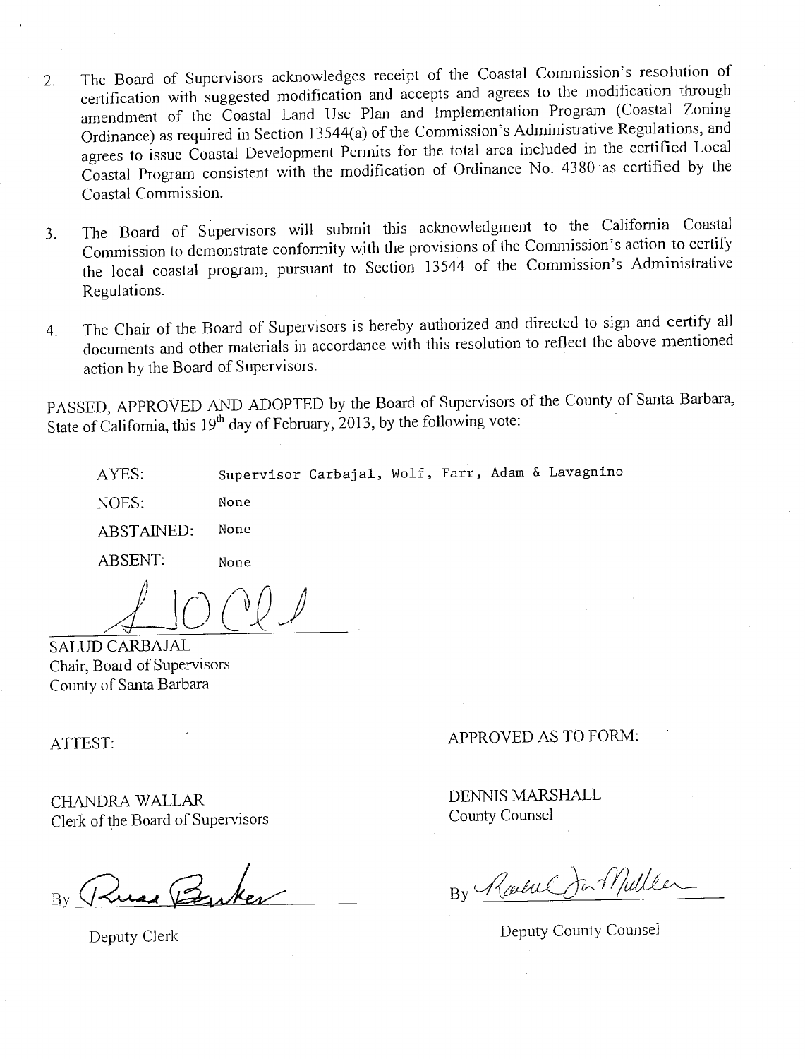2. The Board of Supervisors acknowledges receipt of the Coastal Commission's resolution of certification with suggested modification and accepts and agrees to the modification through amendment of the Coastal Land Use Plan and Implementation Program (Coastal Zoning Ordinance) as required in Section 13544(a) of the Commission's Administrative Regulations, and agrees to issue Coastal Development Permits for the total area included in the certified Local Coastal Program consistent with the modification of Ordinance No. 4380 as certified by the Coastal Commission.

3. The Board of Supervisors will submit this acknowledgment to the California Coastal Commission to demonstrate conformity with the provisions of the Commission's action to certify the local coastal program, pursuant to Section 13544 of the Commission's Administrative Regulations.

4. The Chair of the Board of Supervisors is hereby authorized and directed to sign and certify all documents and other materials in accordance with this resolution to reflect the above mentioned action by the Board of Supervisors.

PASSED, APPROVED AND ADOPTED by the Board of Supervisors of the County of Santa Barbara, State of California, this 19th day of February, 2013, by the following vote:

AYES: Supervisor Carbajal, Wolf, Farr, Adam & Lavagnino

NOES: None

ABSTAINED: None

ABSENT: None

SALUD CARBAJAL
Chair, Board of Supervisors
County of Santa Barbara

ATTEST:

CHANDRA WALLAR
Clerk of the Board of Supervisors

By ______________________

Deputy Clerk

APPROVED AS TO FORM:

DENNIS MARSHALL
County Counsel

By ______________________

Deputy County Counsel